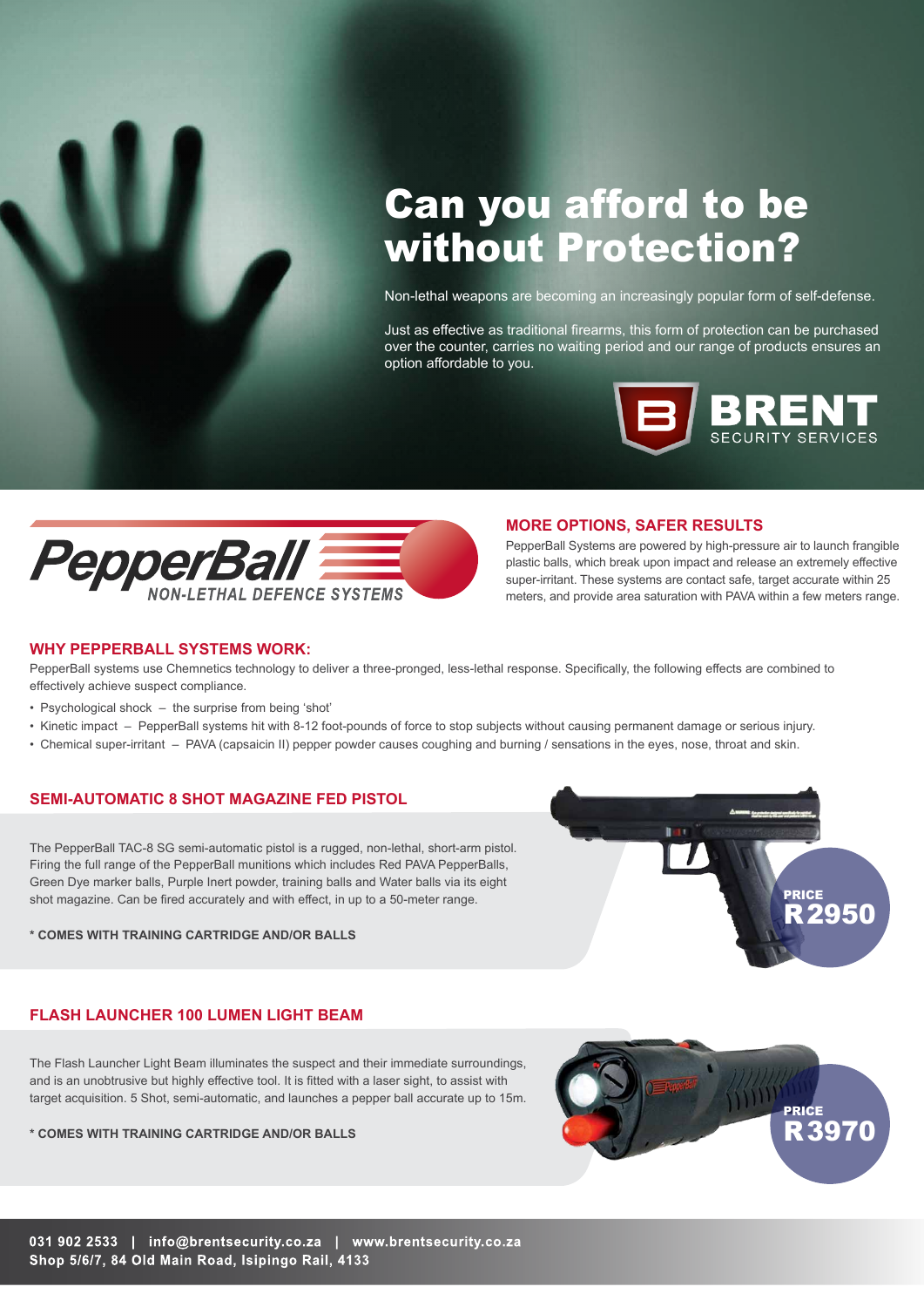# Can you afford to be without Protection?

Non-lethal weapons are becoming an increasingly popular form of self-defense.

Just as effective as traditional firearms, this form of protection can be purchased over the counter, carries no waiting period and our range of products ensures an option affordable to you.

**BRENT** SECURITY SERVICES

**PepperBall** NON-LETHAL DEFENCE SYSTEMS

## MORE OPTIONS, SAFER RESULTS

PepperBall Systems are powered by high-pressure air to launch frangible plastic balls, which break upon impact and release an extremely effective super-irritant. These systems are contact safe, target accurate within 25 meters, and provide area saturation with PAVA within a few meters range.

## WHY PEPPERBALL SYSTEMS WORK:

PepperBall systems use Chemnetics technology to deliver a three-pronged, less-lethal response. Specifically, the following effects are combined to effectively achieve suspect compliance.

- Psychological shock – the surprise from being 'shot'
- Kinetic impact – PepperBall systems hit with 8-12 foot-pounds of force to stop subjects without causing permanent damage or serious injury.
- Chemical super-irritant – PAVA (capsaicin II) pepper powder causes coughing and burning / sensations in the eyes, nose, throat and skin.

## SEMI-AUTOMATIC 8 SHOT MAGAZINE FED PISTOL

The PepperBall TAC-8 SG semi-automatic pistol is a rugged, non-lethal, short-arm pistol. Firing the full range of the PepperBall munitions which includes Red PAVA PepperBalls, Green Dye marker balls, Purple Inert powder, training balls and Water balls via its eight shot magazine. Can be fired accurately and with effect, in up to a 50-meter range.

**\* COMES WITH TRAINING CARTRIDGE AND/OR BALLS**

**PRICE R2950**

## FLASH LAUNCHER 100 LUMEN LIGHT BEAM

The Flash Launcher Light Beam illuminates the suspect and their immediate surroundings, and is an unobtrusive but highly effective tool. It is fitted with a laser sight, to assist with target acquisition. 5 Shot, semi-automatic, and launches a pepper ball accurate up to 15m.

**\* COMES WITH TRAINING CARTRIDGE AND/OR BALLS**

**PRICE R3970**

**031 902 2533 | info@brentsecurity.co.za | www.brentsecurity.co.za**
**Shop 5/6/7, 84 Old Main Road, Isipingo Rail, 4133**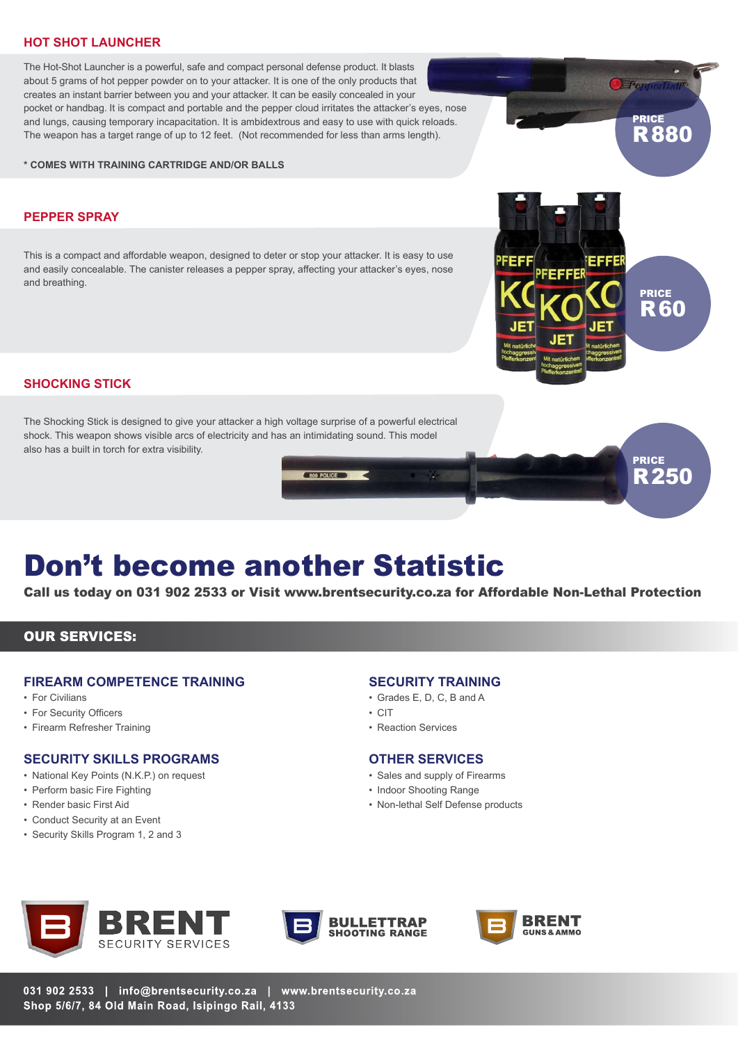## HOT SHOT LAUNCHER

The Hot-Shot Launcher is a powerful, safe and compact personal defense product. It blasts about 5 grams of hot pepper powder on to your attacker. It is one of the only products that creates an instant barrier between you and your attacker. It can be easily concealed in your pocket or handbag. It is compact and portable and the pepper cloud irritates the attacker's eyes, nose and lungs, causing temporary incapacitation. It is ambidextrous and easy to use with quick reloads. The weapon has a target range of up to 12 feet. (Not recommended for less than arms length).

**\* COMES WITH TRAINING CARTRIDGE AND/OR BALLS**

**PRICE R880**

## PEPPER SPRAY

This is a compact and affordable weapon, designed to deter or stop your attacker. It is easy to use and easily concealable. The canister releases a pepper spray, affecting your attacker's eyes, nose and breathing.

**PRICE R60**

## SHOCKING STICK

The Shocking Stick is designed to give your attacker a high voltage surprise of a powerful electrical shock. This weapon shows visible arcs of electricity and has an intimidating sound. This model also has a built in torch for extra visibility.

**PRICE R250**

# Don't become another Statistic

**Call us today on 031 902 2533 or Visit www.brentsecurity.co.za for Affordable Non-Lethal Protection**

## OUR SERVICES:

### FIREARM COMPETENCE TRAINING

- For Civilians
- For Security Officers
- Firearm Refresher Training

### SECURITY SKILLS PROGRAMS

- National Key Points (N.K.P.) on request
- Perform basic Fire Fighting
- Render basic First Aid
- Conduct Security at an Event
- Security Skills Program 1, 2 and 3

### SECURITY TRAINING

- Grades E, D, C, B and A
- CIT
- Reaction Services

### OTHER SERVICES

- Sales and supply of Firearms
- Indoor Shooting Range
- Non-lethal Self Defense products

BRENT SECURITY SERVICES | BULLETTRAP SHOOTING RANGE | BRENT GUNS & AMMO

031 902 2533 | info@brentsecurity.co.za | www.brentsecurity.co.za
Shop 5/6/7, 84 Old Main Road, Isipingo Rail, 4133